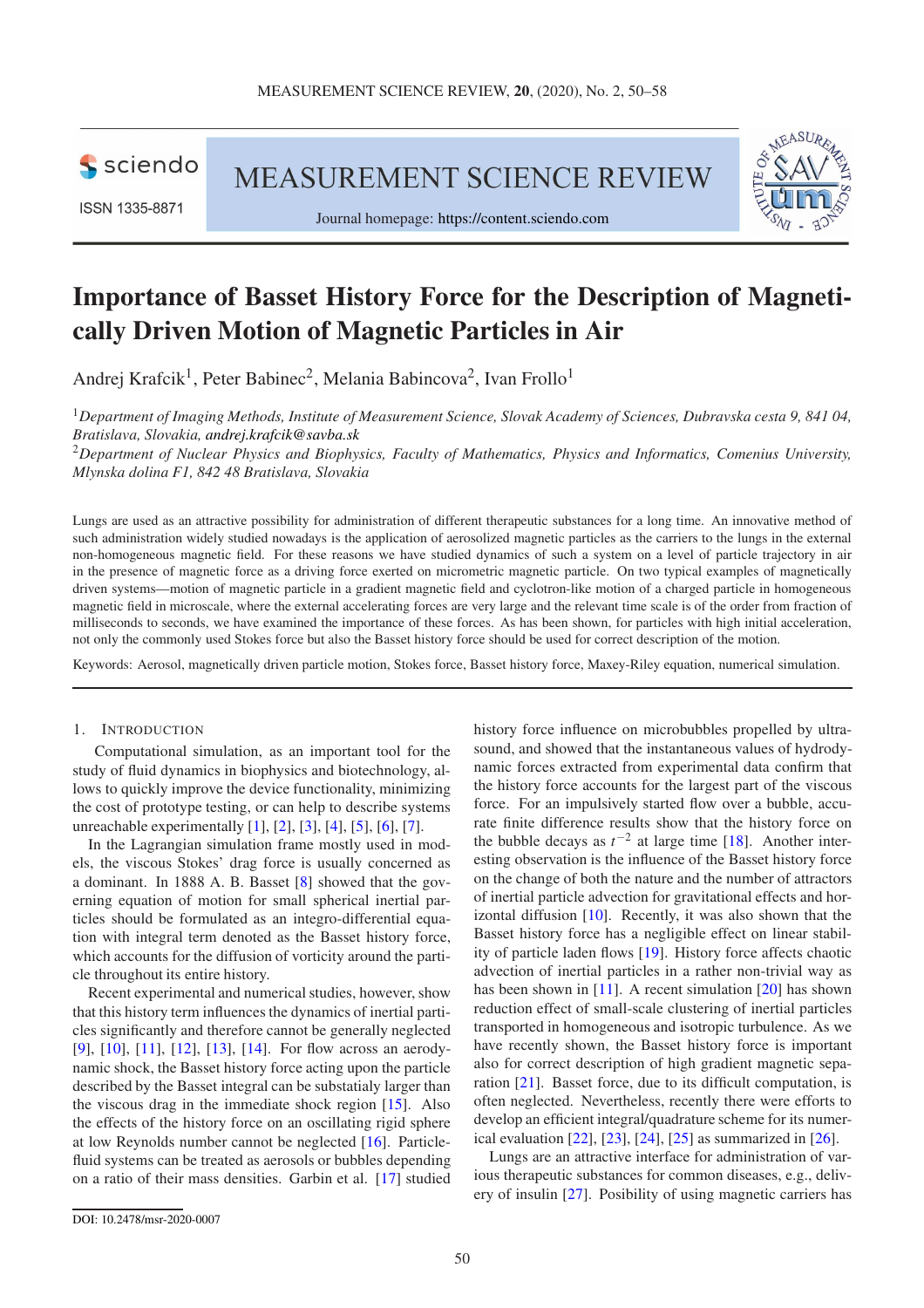sciendo

ISSN 1335-8871

# MEASUREMENT SCIENCE REVIEW

Journal homepage: https://content.sciendo.com

# Importance of Basset History Force for the Description of Magnetically Driven Motion of Magnetic Particles in Air

Andrej Krafcik[1], Peter Babinec[2], Melania Babincova[2], Ivan Frollo[1]

[1]*Department of Imaging Methods, Institute of Measurement Science, Slovak Academy of Sciences, Dubravska cesta 9, 841 04, Bratislava, Slovakia, andrej.krafcik@savba.sk*

[2]*Department of Nuclear Physics and Biophysics, Faculty of Mathematics, Physics and Informatics, Comenius University, Mlynska dolina F1, 842 48 Bratislava, Slovakia*

Lungs are used as an attractive possibility for administration of different therapeutic substances for a long time. An innovative method of such administration widely studied nowadays is the application of aerosolized magnetic particles as the carriers to the lungs in the external non-homogeneous magnetic field. For these reasons we have studied dynamics of such a system on a level of particle trajectory in air in the presence of magnetic force as a driving force exerted on micrometric magnetic particle. On two typical examples of magnetically driven systems—motion of magnetic particle in a gradient magnetic field and cyclotron-like motion of a charged particle in homogeneous magnetic field in microscale, where the external accelerating forces are very large and the relevant time scale is of the order from fraction of milliseconds to seconds, we have examined the importance of these forces. As has been shown, for particles with high initial acceleration, not only the commonly used Stokes force but also the Basset history force should be used for correct description of the motion.

Keywords: Aerosol, magnetically driven particle motion, Stokes force, Basset history force, Maxey-Riley equation, numerical simulation.

## 1. Introduction

Computational simulation, as an important tool for the study of fluid dynamics in biophysics and biotechnology, allows to quickly improve the device functionality, minimizing the cost of prototype testing, or can help to describe systems unreachable experimentally [1], [2], [3], [4], [5], [6], [7].

In the Lagrangian simulation frame mostly used in models, the viscous Stokes' drag force is usually concerned as a dominant. In 1888 A. B. Basset [8] showed that the governing equation of motion for small spherical inertial particles should be formulated as an integro-differential equation with integral term denoted as the Basset history force, which accounts for the diffusion of vorticity around the particle throughout its entire history.

Recent experimental and numerical studies, however, show that this history term influences the dynamics of inertial particles significantly and therefore cannot be generally neglected [9], [10], [11], [12], [13], [14]. For flow across an aerodynamic shock, the Basset history force acting upon the particle described by the Basset integral can be substatialy larger than the viscous drag in the immediate shock region [15]. Also the effects of the history force on an oscillating rigid sphere at low Reynolds number cannot be neglected [16]. Particle-fluid systems can be treated as aerosols or bubbles depending on a ratio of their mass densities. Garbin et al. [17] studied history force influence on microbubbles propelled by ultrasound, and showed that the instantaneous values of hydrodynamic forces extracted from experimental data confirm that the history force accounts for the largest part of the viscous force. For an impulsively started flow over a bubble, accurate finite difference results show that the history force on the bubble decays as $t^{-2}$ at large time [18]. Another interesting observation is the influence of the Basset history force on the change of both the nature and the number of attractors of inertial particle advection for gravitational effects and horizontal diffusion [10]. Recently, it was also shown that the Basset history force has a negligible effect on linear stability of particle laden flows [19]. History force affects chaotic advection of inertial particles in a rather non-trivial way as has been shown in [11]. A recent simulation [20] has shown reduction effect of small-scale clustering of inertial particles transported in homogeneous and isotropic turbulence. As we have recently shown, the Basset history force is important also for correct description of high gradient magnetic separation [21]. Basset force, due to its difficult computation, is often neglected. Nevertheless, recently there were efforts to develop an efficient integral/quadrature scheme for its numerical evaluation [22], [23], [24], [25] as summarized in [26].

Lungs are an attractive interface for administration of various therapeutic substances for common diseases, e.g., delivery of insulin [27]. Posibility of using magnetic carriers has

DOI: 10.2478/msr-2020-0007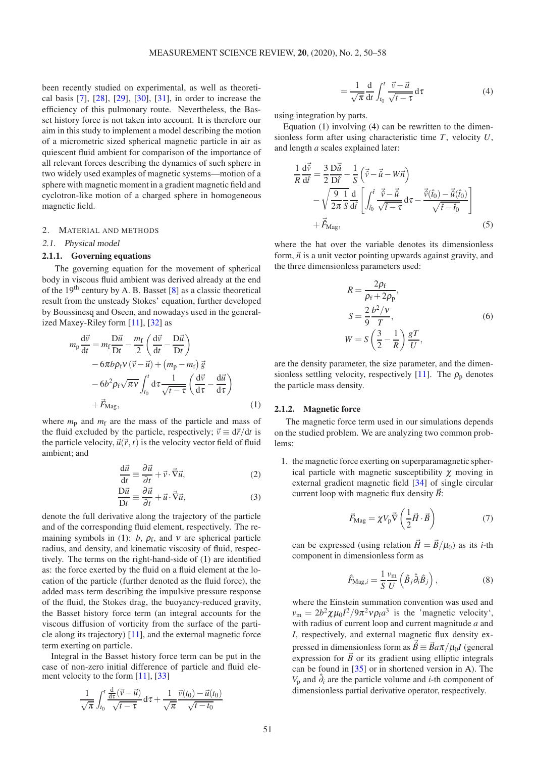been recently studied on experimental, as well as theoretical basis [7], [28], [29], [30], [31], in order to increase the efficiency of this pulmonary route. Nevertheless, the Basset history force is not taken into account. It is therefore our aim in this study to implement a model describing the motion of a micrometric sized spherical magnetic particle in air as quiescent fluid ambient for comparison of the importance of all relevant forces describing the dynamics of such sphere in two widely used examples of magnetic systems—motion of a sphere with magnetic moment in a gradient magnetic field and cyclotron-like motion of a charged sphere in homogeneous magnetic field.

## 2. Material and methods

### 2.1. Physical model

#### 2.1.1. Governing equations

The governing equation for the movement of spherical body in viscous fluid ambient was derived already at the end of the 19th century by A. B. Basset [8] as a classic theoretical result from the unsteady Stokes' equation, further developed by Boussinesq and Oseen, and nowadays used in the generalized Maxey-Riley form [11], [32] as

$$
\begin{aligned}
m_{\mathrm{p}} \frac{\mathrm{d}\vec{v}}{\mathrm{d}t} &= m_{\mathrm{f}} \frac{\mathrm{D}\vec{u}}{\mathrm{D}t} - \frac{m_{\mathrm{f}}}{2}\left(\frac{\mathrm{d}\vec{v}}{\mathrm{d}t} - \frac{\mathrm{D}\vec{u}}{\mathrm{D}t}\right) \\
&\quad - 6\pi b \rho_{\mathrm{f}} \nu \left(\vec{v} - \vec{u}\right) + \left(m_{\mathrm{p}} - m_{\mathrm{f}}\right)\vec{g} \\
&\quad - 6b^2 \rho_{\mathrm{f}} \sqrt{\pi \nu} \int_{t_0}^{t} \mathrm{d}\tau \frac{1}{\sqrt{t-\tau}} \left(\frac{\mathrm{d}\vec{v}}{\mathrm{d}\tau} - \frac{\mathrm{d}\vec{u}}{\mathrm{d}\tau}\right) \\
&\quad + \vec{F}_{\mathrm{Mag}},
\end{aligned} \tag{1}
$$

where $m_{\mathrm{p}}$ and $m_{\mathrm{f}}$ are the mass of the particle and mass of the fluid excluded by the particle, respectively; $\vec{v} \equiv \mathrm{d}\vec{r}/\mathrm{d}t$ is the particle velocity, $\vec{u}(\vec{r}, t)$ is the velocity vector field of fluid ambient; and

$$
\frac{\mathrm{d}\vec{u}}{\mathrm{d}t} \equiv \frac{\partial \vec{u}}{\partial t} + \vec{v} \cdot \vec{\nabla}\vec{u}, \tag{2}
$$

$$
\frac{\mathrm{D}\vec{u}}{\mathrm{D}t} \equiv \frac{\partial \vec{u}}{\partial t} + \vec{u} \cdot \vec{\nabla}\vec{u}, \tag{3}
$$

denote the full derivative along the trajectory of the particle and of the corresponding fluid element, respectively. The remaining symbols in (1): $b$, $\rho_{\mathrm{f}}$, and $\nu$ are spherical particle radius, and density, and kinematic viscosity of fluid, respectively. The terms on the right-hand-side of (1) are identified as: the force exerted by the fluid on a fluid element at the location of the particle (further denoted as the fluid force), the added mass term describing the impulsive pressure response of the fluid, the Stokes drag, the buoyancy-reduced gravity, the Basset history force term (an integral accounts for the viscous diffusion of vorticity from the surface of the particle along its trajectory) [11], and the external magnetic force term exerting on particle.

Integral in the Basset history force term can be put in the case of non-zero initial difference of particle and fluid element velocity to the form [11], [33]

$$
\frac{1}{\sqrt{\pi}} \int_{t_0}^{t} \frac{\frac{\mathrm{d}}{\mathrm{d}\tau}(\vec{v} - \vec{u})}{\sqrt{t-\tau}} \mathrm{d}\tau + \frac{1}{\sqrt{\pi}} \frac{\vec{v}(t_0) - \vec{u}(t_0)}{\sqrt{t - t_0}}
$$

$$
= \frac{1}{\sqrt{\pi}} \frac{\mathrm{d}}{\mathrm{d}t} \int_{t_0}^{t} \frac{\vec{v} - \vec{u}}{\sqrt{t-\tau}} \mathrm{d}\tau \tag{4}
$$

using integration by parts.

Equation (1) involving (4) can be rewritten to the dimensionless form after using characteristic time $T$, velocity $U$, and length $a$ scales explained later:

$$
\begin{aligned}
\frac{1}{R} \frac{\mathrm{d}\hat{\vec{v}}}{\mathrm{d}\hat{t}} &= \frac{3}{2} \frac{\mathrm{D}\hat{\vec{u}}}{\mathrm{D}\hat{t}} - \frac{1}{S}\left(\hat{\vec{v}} - \hat{\vec{u}} - W\vec{n}\right) \\
&\quad - \sqrt{\frac{9}{2\pi}} \frac{1}{S} \frac{\mathrm{d}}{\mathrm{d}\hat{t}} \left[\int_{\hat{t}_0}^{\hat{t}} \frac{\hat{\vec{v}} - \hat{\vec{u}}}{\sqrt{\hat{t} - \tau}} \mathrm{d}\tau - \frac{\hat{\vec{v}}(\hat{t}_0) - \hat{\vec{u}}(\hat{t}_0)}{\sqrt{\hat{t} - \hat{t}_0}}\right] \\
&\quad + \hat{\vec{F}}_{\mathrm{Mag}},
\end{aligned} \tag{5}
$$

where the hat over the variable denotes its dimensionless form, $\vec{n}$ is a unit vector pointing upwards against gravity, and the three dimensionless parameters used:

$$
\begin{aligned}
R &= \frac{2\rho_{\mathrm{f}}}{\rho_{\mathrm{f}} + 2\rho_{\mathrm{p}}}, \\
S &= \frac{2}{9} \frac{b^2/\nu}{T}, \\
W &= S\left(\frac{3}{2} - \frac{1}{R}\right)\frac{gT}{U},
\end{aligned} \tag{6}
$$

are the density parameter, the size parameter, and the dimensionless settling velocity, respectively [11]. The $\rho_{\mathrm{p}}$ denotes the particle mass density.

#### 2.1.2. Magnetic force

The magnetic force term used in our simulations depends on the studied problem. We are analyzing two common problems:

1. the magnetic force exerting on superparamagnetic spherical particle with magnetic susceptibility $\chi$ moving in external gradient magnetic field [34] of single circular current loop with magnetic flux density $\vec{B}$:

$$
\vec{F}_{\mathrm{Mag}} = \chi V_{\mathrm{p}} \vec{\nabla}\left(\frac{1}{2}\vec{H} \cdot \vec{B}\right) \tag{7}
$$

can be expressed (using relation $\vec{H} = \vec{B}/\mu_0$) as its $i$-th component in dimensionless form as

$$
\hat{F}_{\mathrm{Mag},i} = \frac{1}{S} \frac{v_{\mathrm{m}}}{U} \left(\hat{B}_j \hat{\partial}_i \hat{B}_j\right), \tag{8}
$$

where the Einstein summation convention was used and $v_{\mathrm{m}} = 2b^2\chi\mu_0 I^2/9\pi^2\nu\rho_{\mathrm{f}}a^3$ is the 'magnetic velocity', with radius of current loop and current magnitude $a$ and $I$, respectively, and external magnetic flux density expressed in dimensionless form as $\hat{\vec{B}} \equiv \vec{B}a\pi/\mu_0 I$ (general expression for $\vec{B}$ or its gradient using elliptic integrals can be found in [35] or in shortened version in A). The $V_{\mathrm{p}}$ and $\hat{\partial}_i$ are the particle volume and $i$-th component of dimensionless partial derivative operator, respectively.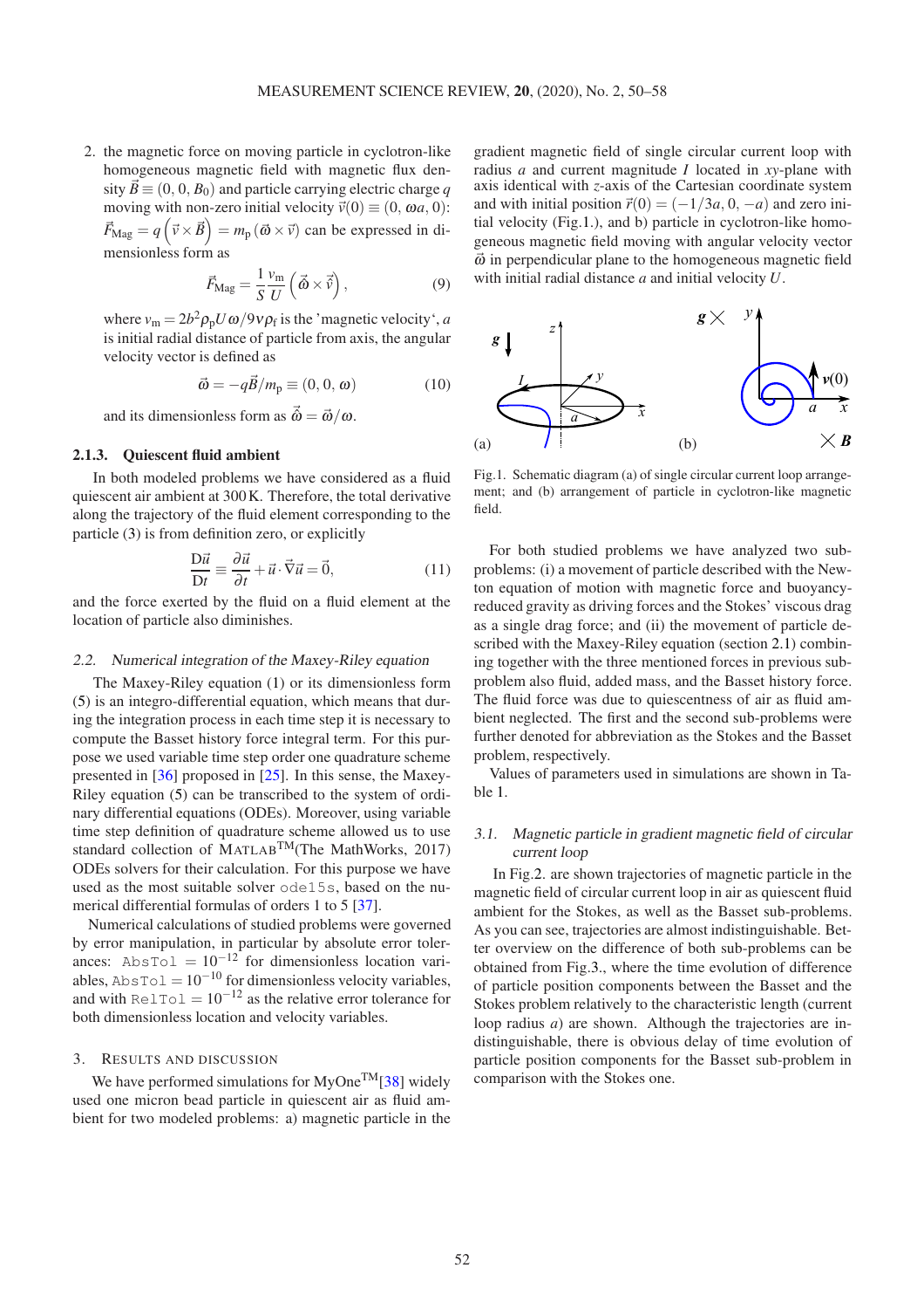2. the magnetic force on moving particle in cyclotron-like homogeneous magnetic field with magnetic flux density $\vec{B} \equiv (0, 0, B_0)$ and particle carrying electric charge $q$ moving with non-zero initial velocity $\vec{v}(0) \equiv (0, \omega a, 0)$: $\vec{F}_{\mathrm{Mag}} = q\left(\vec{v} \times \vec{B}\right) = m_{\mathrm{p}}\left(\vec{\omega} \times \vec{v}\right)$ can be expressed in dimensionless form as

$$\vec{F}_{\mathrm{Mag}} = \frac{1}{S}\frac{v_{\mathrm{m}}}{U}\left(\vec{\tilde{\omega}} \times \vec{\tilde{v}}\right), \tag{9}$$

where $v_{\mathrm{m}} = 2b^2 \rho_{\mathrm{p}} U \omega / 9\nu\rho_{\mathrm{f}}$ is the 'magnetic velocity', $a$ is initial radial distance of particle from axis, the angular velocity vector is defined as

$$\vec{\omega} = -q\vec{B}/m_{\mathrm{p}} \equiv (0, 0, \omega) \tag{10}$$

and its dimensionless form as $\vec{\tilde{\omega}} = \vec{\omega}/\omega$.

#### 2.1.3. Quiescent fluid ambient

In both modeled problems we have considered as a fluid quiescent air ambient at 300 K. Therefore, the total derivative along the trajectory of the fluid element corresponding to the particle (3) is from definition zero, or explicitly

$$\frac{\mathrm{D}\vec{u}}{\mathrm{D}t} \equiv \frac{\partial \vec{u}}{\partial t} + \vec{u}\cdot\vec{\nabla}\vec{u} = \vec{0}, \tag{11}$$

and the force exerted by the fluid on a fluid element at the location of particle also diminishes.

### 2.2. Numerical integration of the Maxey-Riley equation

The Maxey-Riley equation (1) or its dimensionless form (5) is an integro-differential equation, which means that during the integration process in each time step it is necessary to compute the Basset history force integral term. For this purpose we used variable time step order one quadrature scheme presented in [36] proposed in [25]. In this sense, the Maxey-Riley equation (5) can be transcribed to the system of ordinary differential equations (ODEs). Moreover, using variable time step definition of quadrature scheme allowed us to use standard collection of MATLAB™(The MathWorks, 2017) ODEs solvers for their calculation. For this purpose we have used as the most suitable solver `ode15s`, based on the numerical differential formulas of orders 1 to 5 [37].

Numerical calculations of studied problems were governed by error manipulation, in particular by absolute error tolerances: `AbsTol` $= 10^{-12}$ for dimensionless location variables, `AbsTol` $= 10^{-10}$ for dimensionless velocity variables, and with `RelTol` $= 10^{-12}$ as the relative error tolerance for both dimensionless location and velocity variables.

## 3. RESULTS AND DISCUSSION

We have performed simulations for MyOne™[38] widely used one micron bead particle in quiescent air as fluid ambient for two modeled problems: a) magnetic particle in the gradient magnetic field of single circular current loop with radius $a$ and current magnitude $I$ located in $xy$-plane with axis identical with $z$-axis of the Cartesian coordinate system and with initial position $\vec{r}(0) = (-1/3a, 0, -a)$ and zero initial velocity (Fig.1.), and b) particle in cyclotron-like homogeneous magnetic field moving with angular velocity vector $\vec{\omega}$ in perpendicular plane to the homogeneous magnetic field with initial radial distance $a$ and initial velocity $U$.

Fig.1. Schematic diagram (a) of single circular current loop arrangement; and (b) arrangement of particle in cyclotron-like magnetic field.

For both studied problems we have analyzed two sub-problems: (i) a movement of particle described with the Newton equation of motion with magnetic force and buoyancy-reduced gravity as driving forces and the Stokes' viscous drag as a single drag force; and (ii) the movement of particle described with the Maxey-Riley equation (section 2.1) combining together with the three mentioned forces in previous sub-problem also fluid, added mass, and the Basset history force. The fluid force was due to quiescentness of air as fluid ambient neglected. The first and the second sub-problems were further denoted for abbreviation as the Stokes and the Basset problem, respectively.

Values of parameters used in simulations are shown in Table 1.

### 3.1. Magnetic particle in gradient magnetic field of circular current loop

In Fig.2. are shown trajectories of magnetic particle in the magnetic field of circular current loop in air as quiescent fluid ambient for the Stokes, as well as the Basset sub-problems. As you can see, trajectories are almost indistinguishable. Better overview on the difference of both sub-problems can be obtained from Fig.3., where the time evolution of difference of particle position components between the Basset and the Stokes problem relatively to the characteristic length (current loop radius $a$) are shown. Although the trajectories are indistinguishable, there is obvious delay of time evolution of particle position components for the Basset sub-problem in comparison with the Stokes one.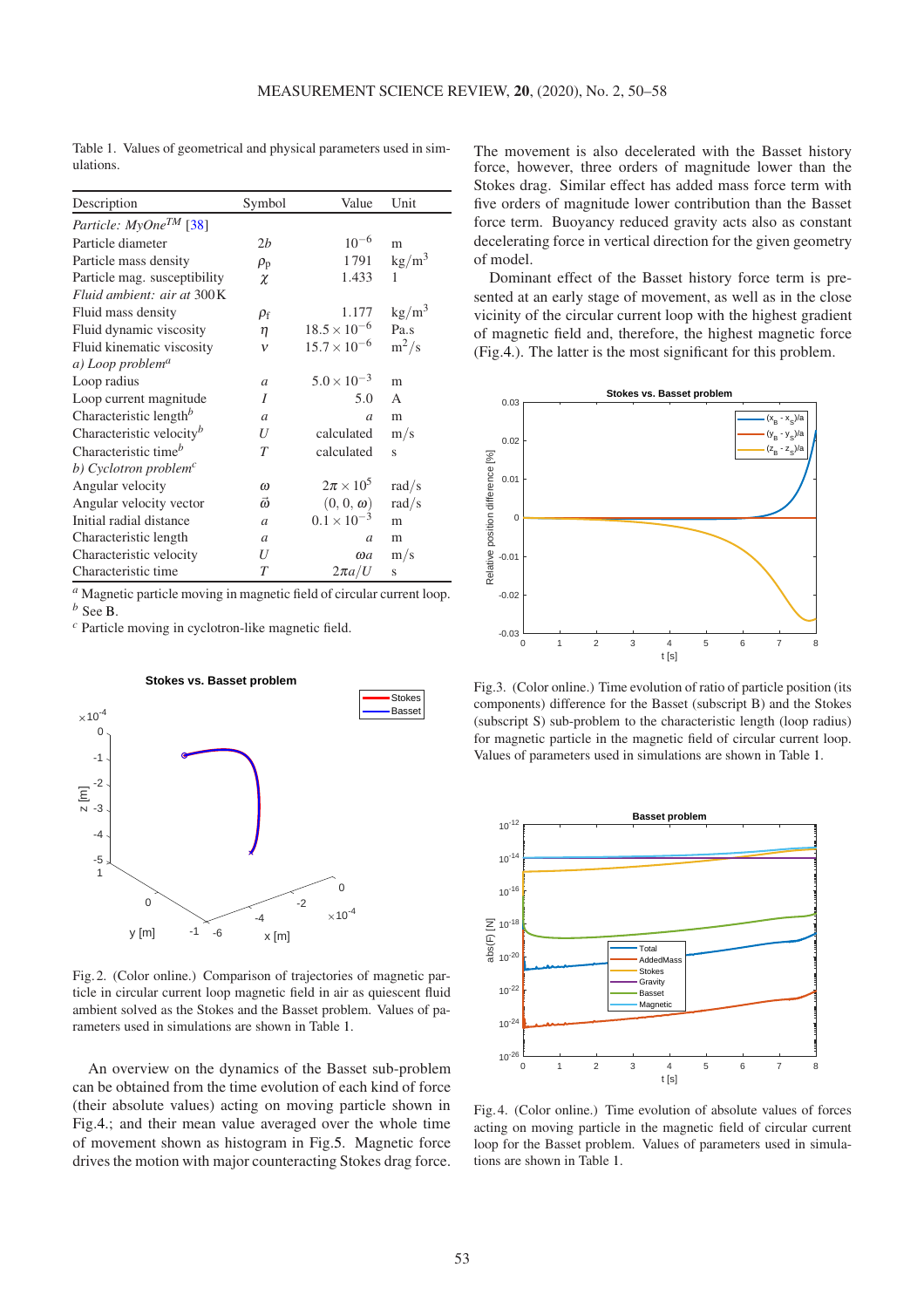Table 1. Values of geometrical and physical parameters used in simulations.

| Description | Symbol | Value | Unit |
|---|---|---|---|
| *Particle: MyOne$^{TM}$* [38] | | | |
| Particle diameter | $2b$ | $10^{-6}$ | m |
| Particle mass density | $\rho_p$ | 1791 | kg/m$^3$ |
| Particle mag. susceptibility | $\chi$ | 1.433 | 1 |
| *Fluid ambient: air at* 300 K | | | |
| Fluid mass density | $\rho_f$ | 1.177 | kg/m$^3$ |
| Fluid dynamic viscosity | $\eta$ | $18.5\times10^{-6}$ | Pa.s |
| Fluid kinematic viscosity | $\nu$ | $15.7\times10^{-6}$ | m$^2$/s |
| *a) Loop problem*[a] | | | |
| Loop radius | $a$ | $5.0\times10^{-3}$ | m |
| Loop current magnitude | $I$ | 5.0 | A |
| Characteristic length[b] | $a$ | $a$ | m |
| Characteristic velocity[b] | $U$ | calculated | m/s |
| Characteristic time[b] | $T$ | calculated | s |
| *b) Cyclotron problem*[c] | | | |
| Angular velocity | $\omega$ | $2\pi\times10^5$ | rad/s |
| Angular velocity vector | $\vec{\omega}$ | $(0,0,\omega)$ | rad/s |
| Initial radial distance | $a$ | $0.1\times10^{-3}$ | m |
| Characteristic length | $a$ | $a$ | m |
| Characteristic velocity | $U$ | $\omega a$ | m/s |
| Characteristic time | $T$ | $2\pi a/U$ | s |

[a] Magnetic particle moving in magnetic field of circular current loop.
[b] See B.
[c] Particle moving in cyclotron-like magnetic field.

Fig. 2. (Color online.) Comparison of trajectories of magnetic particle in circular current loop magnetic field in air as quiescent fluid ambient solved as the Stokes and the Basset problem. Values of parameters used in simulations are shown in Table 1.

An overview on the dynamics of the Basset sub-problem can be obtained from the time evolution of each kind of force (their absolute values) acting on moving particle shown in Fig.4.; and their mean value averaged over the whole time of movement shown as histogram in Fig.5. Magnetic force drives the motion with major counteracting Stokes drag force. The movement is also decelerated with the Basset history force, however, three orders of magnitude lower than the Stokes drag. Similar effect has added mass force term with five orders of magnitude lower contribution than the Basset force term. Buoyancy reduced gravity acts also as constant decelerating force in vertical direction for the given geometry of model.

Dominant effect of the Basset history force term is presented at an early stage of movement, as well as in the close vicinity of the circular current loop with the highest gradient of magnetic field and, therefore, the highest magnetic force (Fig.4.). The latter is the most significant for this problem.

Fig. 3. (Color online.) Time evolution of ratio of particle position (its components) difference for the Basset (subscript B) and the Stokes (subscript S) sub-problem to the characteristic length (loop radius) for magnetic particle in the magnetic field of circular current loop. Values of parameters used in simulations are shown in Table 1.

Fig. 4. (Color online.) Time evolution of absolute values of forces acting on moving particle in the magnetic field of circular current loop for the Basset problem. Values of parameters used in simulations are shown in Table 1.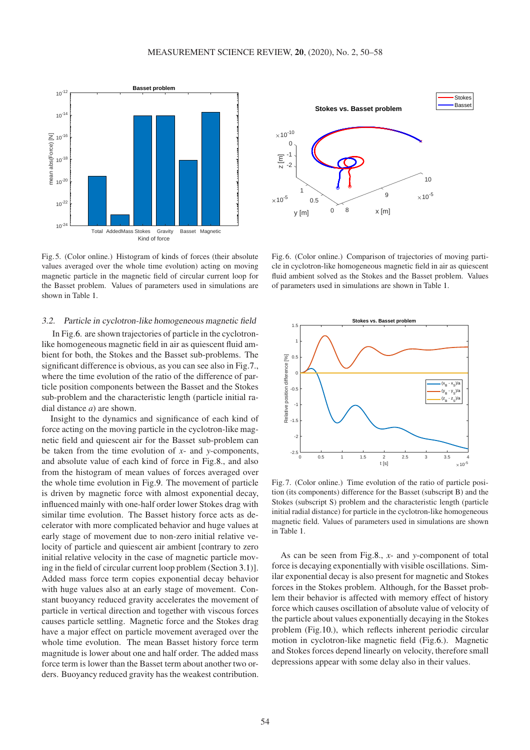Fig. 5. (Color online.) Histogram of kinds of forces (their absolute values averaged over the whole time evolution) acting on moving magnetic particle in the magnetic field of circular current loop for the Basset problem. Values of parameters used in simulations are shown in Table 1.

Fig. 6. (Color online.) Comparison of trajectories of moving particle in cyclotron-like homogeneous magnetic field in air as quiescent fluid ambient solved as the Stokes and the Basset problem. Values of parameters used in simulations are shown in Table 1.

### 3.2. Particle in cyclotron-like homogeneous magnetic field

In Fig.6. are shown trajectories of particle in the cyclotron-like homogeneous magnetic field in air as quiescent fluid ambient for both, the Stokes and the Basset sub-problems. The significant difference is obvious, as you can see also in Fig.7., where the time evolution of the ratio of the difference of particle position components between the Basset and the Stokes sub-problem and the characteristic length (particle initial radial distance $a$) are shown.

Insight to the dynamics and significance of each kind of force acting on the moving particle in the cyclotron-like magnetic field and quiescent air for the Basset sub-problem can be taken from the time evolution of $x$- and $y$-components, and absolute value of each kind of force in Fig.8., and also from the histogram of mean values of forces averaged over the whole time evolution in Fig.9. The movement of particle is driven by magnetic force with almost exponential decay, influenced mainly with one-half order lower Stokes drag with similar time evolution. The Basset history force acts as decelerator with more complicated behavior and huge values at early stage of movement due to non-zero initial relative velocity of particle and quiescent air ambient [contrary to zero initial relative velocity in the case of magnetic particle moving in the field of circular current loop problem (Section 3.1)]. Added mass force term copies exponential decay behavior with huge values also at an early stage of movement. Constant buoyancy reduced gravity accelerates the movement of particle in vertical direction and together with viscous forces causes particle settling. Magnetic force and the Stokes drag have a major effect on particle movement averaged over the whole time evolution. The mean Basset history force term magnitude is lower about one and half order. The added mass force term is lower than the Basset term about another two orders. Buoyancy reduced gravity has the weakest contribution.

Fig. 7. (Color online.) Time evolution of the ratio of particle position (its exponential components) difference for the Basset (subscript B) and the Stokes (subscript S) problem and the characteristic length (particle initial radial distance) for particle in the cyclotron-like homogeneous magnetic field. Values of parameters used in simulations are shown in Table 1.

As can be seen from Fig.8., $x$- and $y$-component of total force is decaying exponentially with visible oscillations. Similar exponential decay is also present for magnetic and Stokes forces in the Stokes problem. Although, for the Basset problem their behavior is affected with memory effect of history force which causes oscillation of absolute value of velocity of the particle about values exponentially decaying in the Stokes problem (Fig.10.), which reflects inherent periodic circular motion in cyclotron-like magnetic field (Fig.6.). Magnetic and Stokes forces depend linearly on velocity, therefore small depressions appear with some delay also in their values.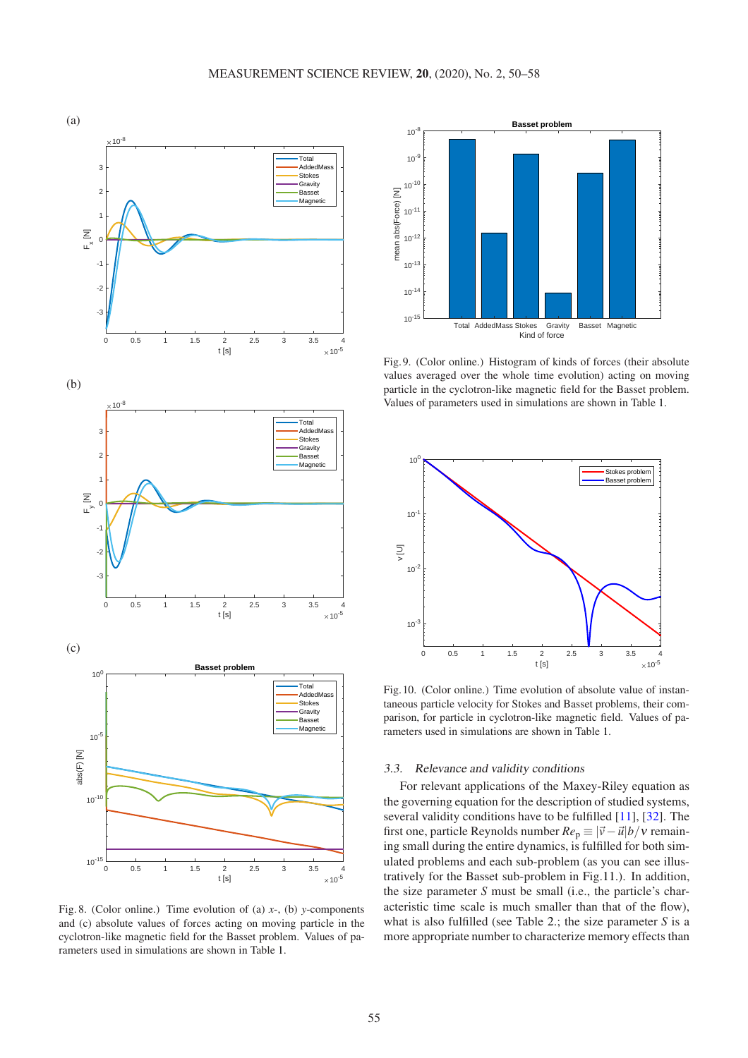Fig. 8. (Color online.) Time evolution of (a) $x$-, (b) $y$-components and (c) absolute values of forces acting on moving particle in the cyclotron-like magnetic field for the Basset problem. Values of parameters used in simulations are shown in Table 1.

Fig. 9. (Color online.) Histogram of kinds of forces (their absolute values averaged over the whole time evolution) acting on moving particle in the cyclotron-like magnetic field for the Basset problem. Values of parameters used in simulations are shown in Table 1.

Fig. 10. (Color online.) Time evolution of absolute value of instantaneous particle velocity for Stokes and Basset problems, their comparison, for particle in cyclotron-like magnetic field. Values of parameters used in simulations are shown in Table 1.

### 3.3. Relevance and validity conditions

For relevant applications of the Maxey-Riley equation as the governing equation for the description of studied systems, several validity conditions have to be fulfilled [11], [32]. The first one, particle Reynolds number $Re_p \equiv |\vec{v} - \vec{u}|b/\nu$ remaining small during the entire dynamics, is fulfilled for both simulated problems and each sub-problem (as you can see illustratively for the Basset sub-problem in Fig.11.). In addition, the size parameter $S$ must be small (i.e., the particle's characteristic time scale is much smaller than that of the flow), what is also fulfilled (see Table 2.; the size parameter $S$ is a more appropriate number to characterize memory effects than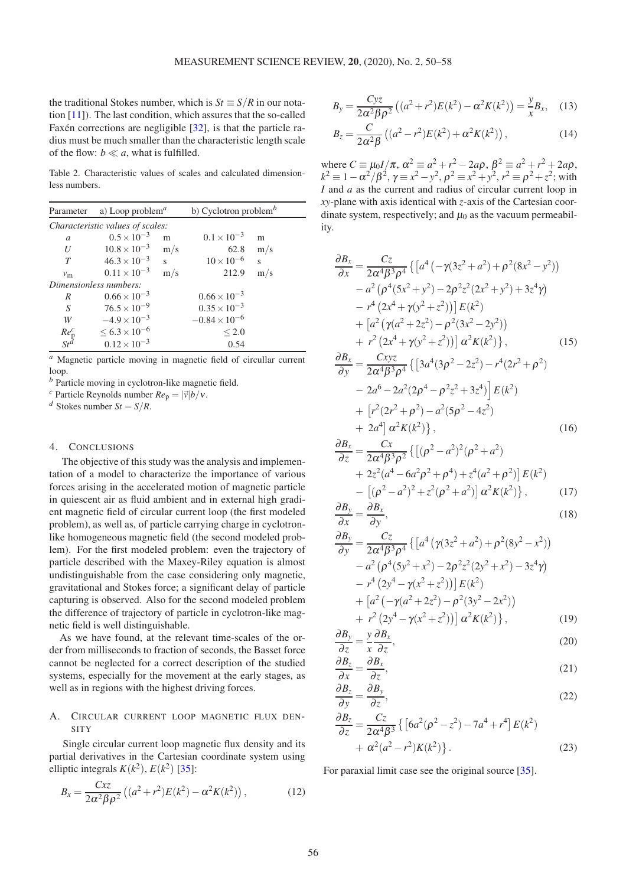the traditional Stokes number, which is $St \equiv S/R$ in our notation [11]). The last condition, which assures that the so-called Faxén corrections are negligible [32], is that the particle radius must be much smaller than the characteristic length scale of the flow: $b \ll a$, what is fulfilled.

Table 2. Characteristic values of scales and calculated dimensionless numbers.

| Parameter | a) Loop problem[a] | | b) Cyclotron problem[b] | |
|---|---|---|---|---|
| *Characteristic values of scales:* | | | | |
| $a$ | $0.5\times10^{-3}$ | m | $0.1\times10^{-3}$ | m |
| $U$ | $10.8\times10^{-3}$ | m/s | 62.8 | m/s |
| $T$ | $46.3\times10^{-3}$ | s | $10\times10^{-6}$ | s |
| $v_{\mathrm{m}}$ | $0.11\times10^{-3}$ | m/s | 212.9 | m/s |
| *Dimensionless numbers:* | | | | |
| $R$ | $0.66\times10^{-3}$ | | $0.66\times10^{-3}$ | |
| $S$ | $76.5\times10^{-9}$ | | $0.35\times10^{-3}$ | |
| $W$ | $-4.9\times10^{-3}$ | | $-0.84\times10^{-6}$ | |
| $Re_{\mathrm{p}}^{c}$ | $\leq 6.3\times10^{-6}$ | | $\leq 2.0$ | |
| $St^{d}$ | $0.12\times10^{-3}$ | | 0.54 | |

[a] Magnetic particle moving in magnetic field of circullar current loop.
[b] Particle moving in cyclotron-like magnetic field.
[c] Particle Reynolds number $Re_{\mathrm{p}} = |\vec{v}|b/\nu$.
[d] Stokes number $St = S/R$.

## 4. Conclusions

The objective of this study was the analysis and implementation of a model to characterize the importance of various forces arising in the accelerated motion of magnetic particle in quiescent air as fluid ambient and in external high gradient magnetic field of circular current loop (the first modeled problem), as well as, of particle carrying charge in cyclotron-like homogeneous magnetic field (the second modeled problem). For the first modeled problem: even the trajectory of particle described with the Maxey-Riley equation is almost undistinguishable from the case considering only magnetic, gravitational and Stokes force; a significant delay of particle capturing is observed. Also for the second modeled problem the difference of trajectory of particle in cyclotron-like magnetic field is well distinguishable.

As we have found, at the relevant time-scales of the order from milliseconds to fraction of seconds, the Basset force cannot be neglected for a correct description of the studied systems, especially for the movement at the early stages, as well as in regions with the highest driving forces.

## A. Circular current loop magnetic flux density

Single circular current loop magnetic flux density and its partial derivatives in the Cartesian coordinate system using elliptic integrals $K(k^2)$, $E(k^2)$ [35]:

$$B_x = \frac{Cxz}{2\alpha^2\beta\rho^2}\left((a^2+r^2)E(k^2) - \alpha^2 K(k^2)\right), \tag{12}$$

$$B_y = \frac{Cyz}{2\alpha^2\beta\rho^2}\left((a^2+r^2)E(k^2) - \alpha^2 K(k^2)\right) = \frac{y}{x}B_x, \tag{13}$$

$$B_z = \frac{C}{2\alpha^2\beta}\left((a^2-r^2)E(k^2) + \alpha^2 K(k^2)\right), \tag{14}$$

where $C \equiv \mu_0 I/\pi$, $\alpha^2 \equiv a^2+r^2-2a\rho$, $\beta^2 \equiv a^2+r^2+2a\rho$, $k^2 \equiv 1-\alpha^2/\beta^2$, $\gamma \equiv x^2-y^2$, $\rho^2 \equiv x^2+y^2$, $r^2 \equiv \rho^2+z^2$; with $I$ and $a$ as the current and radius of circular current loop in $xy$-plane with axis identical with $z$-axis of the Cartesian coordinate system, respectively; and $\mu_0$ as the vacuum permeability.

$$\begin{aligned}
\frac{\partial B_x}{\partial x} = \frac{Cz}{2\alpha^4\beta^3\rho^4}\{&\left[a^4\left(-\gamma(3z^2+a^2)+\rho^2(8x^2-y^2)\right)\right.\\
&-a^2\left(\rho^4(5x^2+y^2)-2\rho^2z^2(2x^2+y^2)+3z^4\gamma\right)\\
&\left.-r^4\left(2x^4+\gamma(y^2+z^2)\right)\right]E(k^2)\\
&+\left[a^2\left(\gamma(a^2+2z^2)-\rho^2(3x^2-2y^2)\right)\right.\\
&\left.+r^2\left(2x^4+\gamma(y^2+z^2)\right)\right]\alpha^2K(k^2)\},
\end{aligned} \tag{15}$$

$$\begin{aligned}
\frac{\partial B_x}{\partial y} = \frac{Cxyz}{2\alpha^4\beta^3\rho^4}\{&\left[3a^4(3\rho^2-2z^2)-r^4(2r^2+\rho^2)\right.\\
&\left.-2a^6-2a^2(2\rho^4-\rho^2z^2+3z^4)\right]E(k^2)\\
&+\left[r^2(2r^2+\rho^2)-a^2(5\rho^2-4z^2)\right.\\
&\left.+2a^4\right]\alpha^2K(k^2)\},
\end{aligned} \tag{16}$$

$$\begin{aligned}
\frac{\partial B_x}{\partial z} = \frac{Cx}{2\alpha^4\beta^3\rho^2}\{&\left[(\rho^2-a^2)^2(\rho^2+a^2)\right.\\
&\left.+2z^2(a^4-6a^2\rho^2+\rho^4)+z^4(a^2+\rho^2)\right]E(k^2)\\
&-\left[(\rho^2-a^2)^2+z^2(\rho^2+a^2)\right]\alpha^2K(k^2)\},
\end{aligned} \tag{17}$$

$$\frac{\partial B_y}{\partial x} = \frac{\partial B_x}{\partial y}, \tag{18}$$

$$\begin{aligned}
\frac{\partial B_y}{\partial y} = \frac{Cz}{2\alpha^4\beta^3\rho^4}\{&\left[a^4\left(\gamma(3z^2+a^2)+\rho^2(8y^2-x^2)\right)\right.\\
&-a^2\left(\rho^4(5y^2+x^2)-2\rho^2z^2(2y^2+x^2)-3z^4\gamma\right)\\
&\left.-r^4\left(2y^4-\gamma(x^2+z^2)\right)\right]E(k^2)\\
&+\left[a^2\left(-\gamma(a^2+2z^2)-\rho^2(3y^2-2x^2)\right)\right.\\
&\left.+r^2\left(2y^4-\gamma(x^2+z^2)\right)\right]\alpha^2K(k^2)\},
\end{aligned} \tag{19}$$

$$\frac{\partial B_y}{\partial z} = \frac{y}{x}\frac{\partial B_x}{\partial z}, \tag{20}$$

$$\frac{\partial B_z}{\partial x} = \frac{\partial B_x}{\partial z}, \tag{21}$$

$$\frac{\partial B_z}{\partial y} = \frac{\partial B_y}{\partial z}, \tag{22}$$

$$\begin{aligned}
\frac{\partial B_z}{\partial z} = \frac{Cz}{2\alpha^4\beta^3}\{&\left[6a^2(\rho^2-z^2)-7a^4+r^4\right]E(k^2)\\
&+\alpha^2(a^2-r^2)K(k^2)\}.
\end{aligned} \tag{23}$$

For paraxial limit case see the original source [35].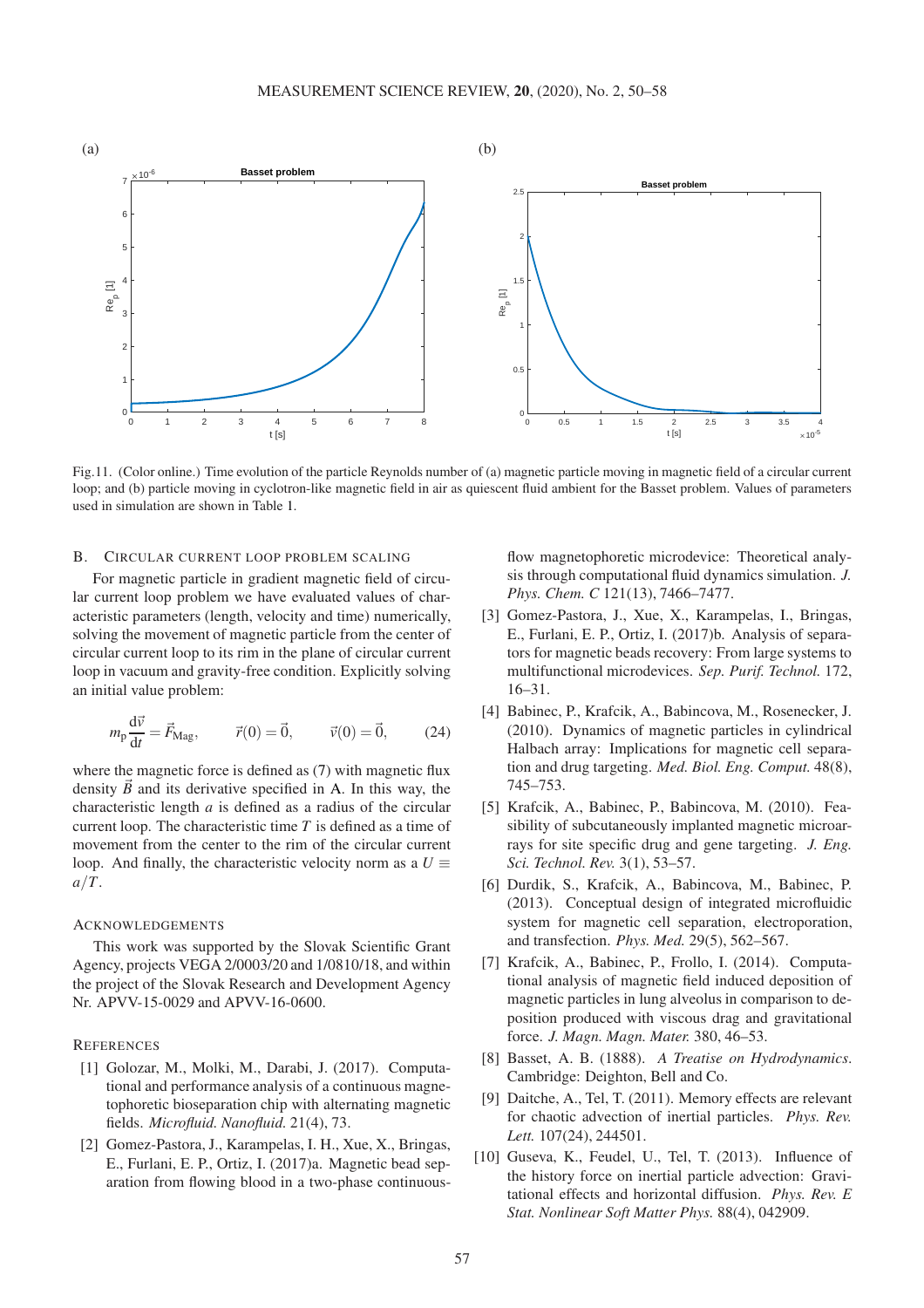Fig.11. (Color online.) Time evolution of the particle Reynolds number of (a) magnetic particle moving in magnetic field of a circular current loop; and (b) particle moving in cyclotron-like magnetic field in air as quiescent fluid ambient for the Basset problem. Values of parameters used in simulation are shown in Table 1.

## B. Circular current loop problem scaling

For magnetic particle in gradient magnetic field of circular current loop problem we have evaluated values of characteristic parameters (length, velocity and time) numerically, solving the movement of magnetic particle from the center of circular current loop to its rim in the plane of circular current loop in vacuum and gravity-free condition. Explicitly solving an initial value problem:

$$m_\mathrm{p}\frac{\mathrm{d}\vec{v}}{\mathrm{d}t} = \vec{F}_\mathrm{Mag}, \qquad \vec{r}(0) = \vec{0}, \qquad \vec{v}(0) = \vec{0}, \tag{24}$$

where the magnetic force is defined as (7) with magnetic flux density $\vec{B}$ and its derivative specified in A. In this way, the characteristic length $a$ is defined as a radius of the circular current loop. The characteristic time $T$ is defined as a time of movement from the center to the rim of the circular current loop. And finally, the characteristic velocity norm as a $U \equiv a/T$.

## Acknowledgements

This work was supported by the Slovak Scientific Grant Agency, projects VEGA 2/0003/20 and 1/0810/18, and within the project of the Slovak Research and Development Agency Nr. APVV-15-0029 and APVV-16-0600.

## References

[1] Golozar, M., Molki, M., Darabi, J. (2017). Computational and performance analysis of a continuous magnetophoretic bioseparation chip with alternating magnetic fields. *Microfluid. Nanofluid.* 21(4), 73.

[2] Gomez-Pastora, J., Karampelas, I. H., Xue, X., Bringas, E., Furlani, E. P., Ortiz, I. (2017)a. Magnetic bead separation from flowing blood in a two-phase continuous-flow magnetophoretic microdevice: Theoretical analysis through computational fluid dynamics simulation. *J. Phys. Chem. C* 121(13), 7466–7477.

[3] Gomez-Pastora, J., Xue, X., Karampelas, I., Bringas, E., Furlani, E. P., Ortiz, I. (2017)b. Analysis of separators for magnetic beads recovery: From large systems to multifunctional microdevices. *Sep. Purif. Technol.* 172, 16–31.

[4] Babinec, P., Krafcik, A., Babincova, M., Rosenecker, J. (2010). Dynamics of magnetic particles in cylindrical Halbach array: Implications for magnetic cell separation and drug targeting. *Med. Biol. Eng. Comput.* 48(8), 745–753.

[5] Krafcik, A., Babinec, P., Babincova, M. (2010). Feasibility of subcutaneously implanted magnetic microarrays for site specific drug and gene targeting. *J. Eng. Sci. Technol. Rev.* 3(1), 53–57.

[6] Durdik, S., Krafcik, A., Babincova, M., Babinec, P. (2013). Conceptual design of integrated microfluidic system for magnetic cell separation, electroporation, and transfection. *Phys. Med.* 29(5), 562–567.

[7] Krafcik, A., Babinec, P., Frollo, I. (2014). Computational analysis of magnetic field induced deposition of magnetic particles in lung alveolus in comparison to deposition produced with viscous drag and gravitational force. *J. Magn. Magn. Mater.* 380, 46–53.

[8] Basset, A. B. (1888). *A Treatise on Hydrodynamics*. Cambridge: Deighton, Bell and Co.

[9] Daitche, A., Tel, T. (2011). Memory effects are relevant for chaotic advection of inertial particles. *Phys. Rev. Lett.* 107(24), 244501.

[10] Guseva, K., Feudel, U., Tel, T. (2013). Influence of the history force on inertial particle advection: Gravitational effects and horizontal diffusion. *Phys. Rev. E Stat. Nonlinear Soft Matter Phys.* 88(4), 042909.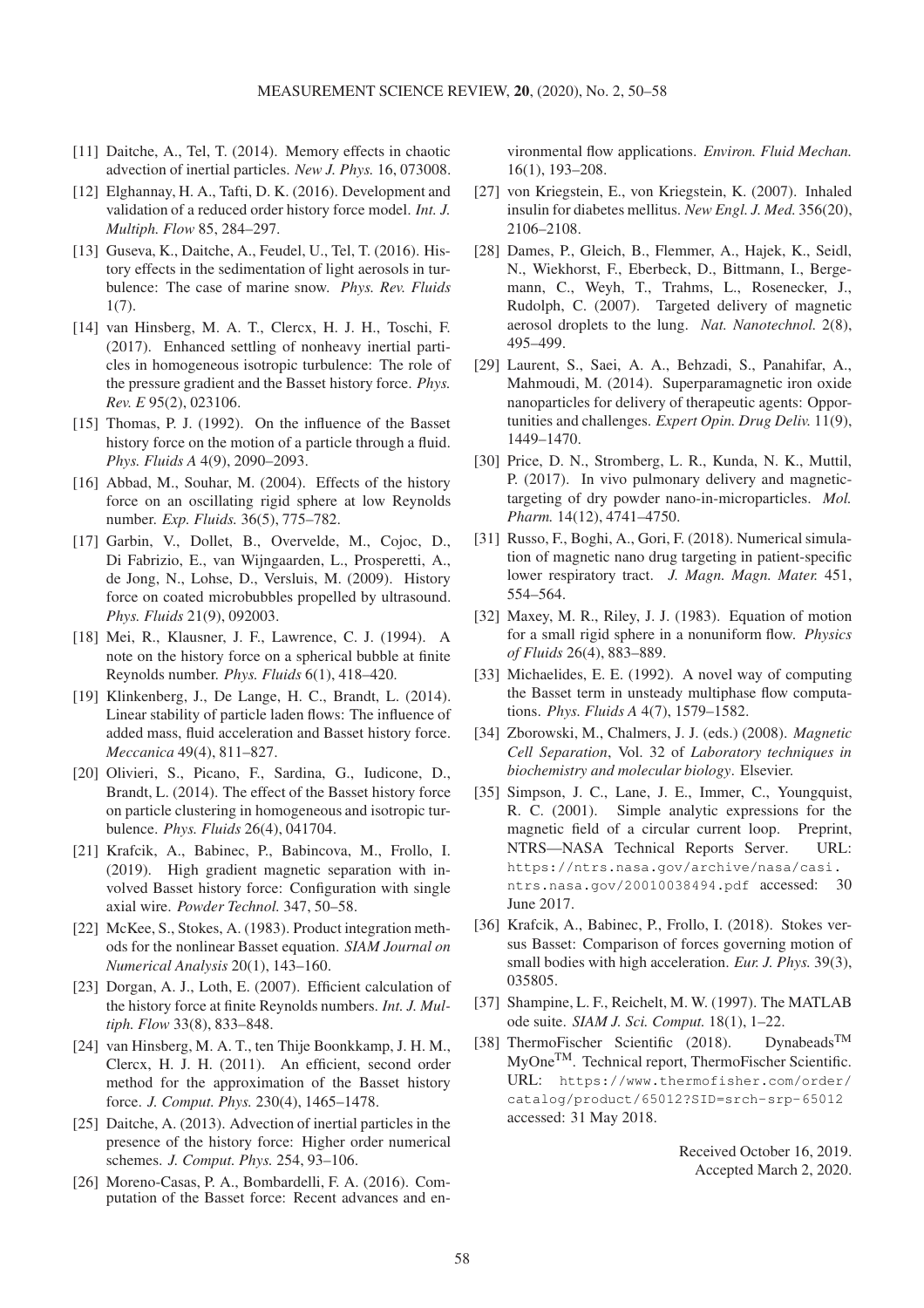[11] Daitche, A., Tel, T. (2014). Memory effects in chaotic advection of inertial particles. *New J. Phys.* 16, 073008.

[12] Elghannay, H. A., Tafti, D. K. (2016). Development and validation of a reduced order history force model. *Int. J. Multiph. Flow* 85, 284–297.

[13] Guseva, K., Daitche, A., Feudel, U., Tel, T. (2016). History effects in the sedimentation of light aerosols in turbulence: The case of marine snow. *Phys. Rev. Fluids* 1(7).

[14] van Hinsberg, M. A. T., Clercx, H. J. H., Toschi, F. (2017). Enhanced settling of nonheavy inertial particles in homogeneous isotropic turbulence: The role of the pressure gradient and the Basset history force. *Phys. Rev. E* 95(2), 023106.

[15] Thomas, P. J. (1992). On the influence of the Basset history force on the motion of a particle through a fluid. *Phys. Fluids A* 4(9), 2090–2093.

[16] Abbad, M., Souhar, M. (2004). Effects of the history force on an oscillating rigid sphere at low Reynolds number. *Exp. Fluids.* 36(5), 775–782.

[17] Garbin, V., Dollet, B., Overvelde, M., Cojoc, D., Di Fabrizio, E., van Wijngaarden, L., Prosperetti, A., de Jong, N., Lohse, D., Versluis, M. (2009). History force on coated microbubbles propelled by ultrasound. *Phys. Fluids* 21(9), 092003.

[18] Mei, R., Klausner, J. F., Lawrence, C. J. (1994). A note on the history force on a spherical bubble at finite Reynolds number. *Phys. Fluids* 6(1), 418–420.

[19] Klinkenberg, J., De Lange, H. C., Brandt, L. (2014). Linear stability of particle laden flows: The influence of added mass, fluid acceleration and Basset history force. *Meccanica* 49(4), 811–827.

[20] Olivieri, S., Picano, F., Sardina, G., Iudicone, D., Brandt, L. (2014). The effect of the Basset history force on particle clustering in homogeneous and isotropic turbulence. *Phys. Fluids* 26(4), 041704.

[21] Krafcik, A., Babinec, P., Babincova, M., Frollo, I. (2019). High gradient magnetic separation with involved Basset history force: Configuration with single axial wire. *Powder Technol.* 347, 50–58.

[22] McKee, S., Stokes, A. (1983). Product integration methods for the nonlinear Basset equation. *SIAM Journal on Numerical Analysis* 20(1), 143–160.

[23] Dorgan, A. J., Loth, E. (2007). Efficient calculation of the history force at finite Reynolds numbers. *Int. J. Multiph. Flow* 33(8), 833–848.

[24] van Hinsberg, M. A. T., ten Thije Boonkkamp, J. H. M., Clercx, H. J. H. (2011). An efficient, second order method for the approximation of the Basset history force. *J. Comput. Phys.* 230(4), 1465–1478.

[25] Daitche, A. (2013). Advection of inertial particles in the presence of the history force: Higher order numerical schemes. *J. Comput. Phys.* 254, 93–106.

[26] Moreno-Casas, P. A., Bombardelli, F. A. (2016). Computation of the Basset force: Recent advances and environmental flow applications. *Environ. Fluid Mechan.* 16(1), 193–208.

[27] von Kriegstein, E., von Kriegstein, K. (2007). Inhaled insulin for diabetes mellitus. *New Engl. J. Med.* 356(20), 2106–2108.

[28] Dames, P., Gleich, B., Flemmer, A., Hajek, K., Seidl, N., Wiekhorst, F., Eberbeck, D., Bittmann, I., Bergemann, C., Weyh, T., Trahms, L., Rosenecker, J., Rudolph, C. (2007). Targeted delivery of magnetic aerosol droplets to the lung. *Nat. Nanotechnol.* 2(8), 495–499.

[29] Laurent, S., Saei, A. A., Behzadi, S., Panahifar, A., Mahmoudi, M. (2014). Superparamagnetic iron oxide nanoparticles for delivery of therapeutic agents: Opportunities and challenges. *Expert Opin. Drug Deliv.* 11(9), 1449–1470.

[30] Price, D. N., Stromberg, L. R., Kunda, N. K., Muttil, P. (2017). In vivo pulmonary delivery and magnetic-targeting of dry powder nano-in-microparticles. *Mol. Pharm.* 14(12), 4741–4750.

[31] Russo, F., Boghi, A., Gori, F. (2018). Numerical simulation of magnetic nano drug targeting in patient-specific lower respiratory tract. *J. Magn. Magn. Mater.* 451, 554–564.

[32] Maxey, M. R., Riley, J. J. (1983). Equation of motion for a small rigid sphere in a nonuniform flow. *Physics of Fluids* 26(4), 883–889.

[33] Michaelides, E. E. (1992). A novel way of computing the Basset term in unsteady multiphase flow computations. *Phys. Fluids A* 4(7), 1579–1582.

[34] Zborowski, M., Chalmers, J. J. (eds.) (2008). *Magnetic Cell Separation*, Vol. 32 of *Laboratory techniques in biochemistry and molecular biology*. Elsevier.

[35] Simpson, J. C., Lane, J. E., Immer, C., Youngquist, R. C. (2001). Simple analytic expressions for the magnetic field of a circular current loop. Preprint, NTRS—NASA Technical Reports Server. URL: `https://ntrs.nasa.gov/archive/nasa/casi.ntrs.nasa.gov/20010038494.pdf` accessed: 30 June 2017.

[36] Krafcik, A., Babinec, P., Frollo, I. (2018). Stokes versus Basset: Comparison of forces governing motion of small bodies with high acceleration. *Eur. J. Phys.* 39(3), 035805.

[37] Shampine, L. F., Reichelt, M. W. (1997). The MATLAB ode suite. *SIAM J. Sci. Comput.* 18(1), 1–22.

[38] ThermoFischer Scientific (2018). Dynabeads$^{TM}$ MyOne$^{TM}$. Technical report, ThermoFischer Scientific. URL: `https://www.thermofisher.com/order/catalog/product/65012?SID=srch-srp-65012` accessed: 31 May 2018.

Received October 16, 2019.
Accepted March 2, 2020.